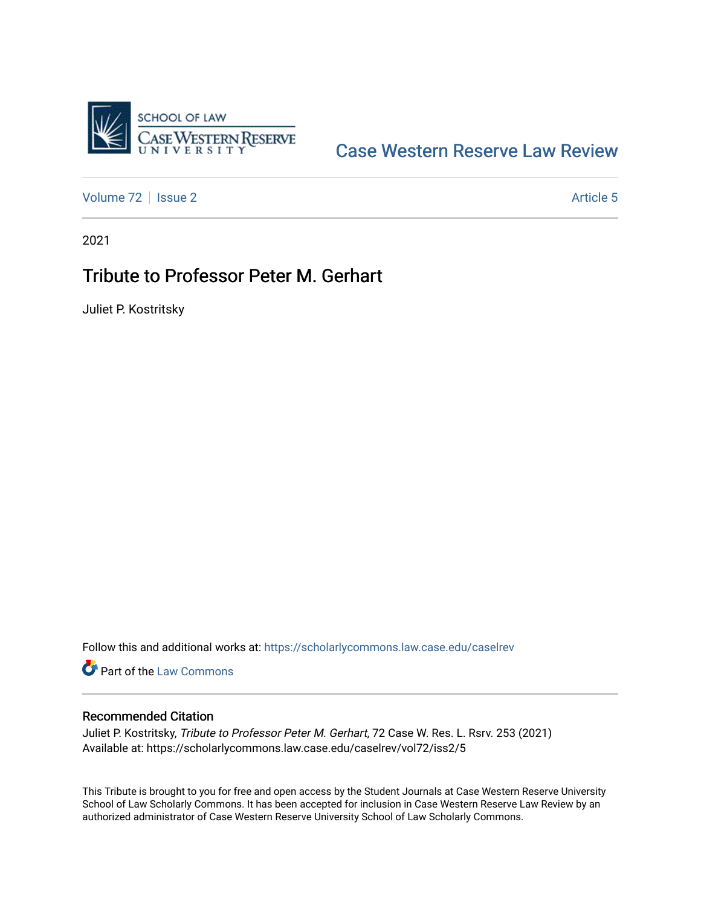Case Western Reserve Law Review

Volume 72 | Issue 2 | Article 5

2021

# Tribute to Professor Peter M. Gerhart

Juliet P. Kostritsky

Follow this and additional works at: https://scholarlycommons.law.case.edu/caselrev

Part of the Law Commons

## Recommended Citation

Juliet P. Kostritsky, *Tribute to Professor Peter M. Gerhart*, 72 Case W. Res. L. Rsrv. 253 (2021)
Available at: https://scholarlycommons.law.case.edu/caselrev/vol72/iss2/5

This Tribute is brought to you for free and open access by the Student Journals at Case Western Reserve University School of Law Scholarly Commons. It has been accepted for inclusion in Case Western Reserve Law Review by an authorized administrator of Case Western Reserve University School of Law Scholarly Commons.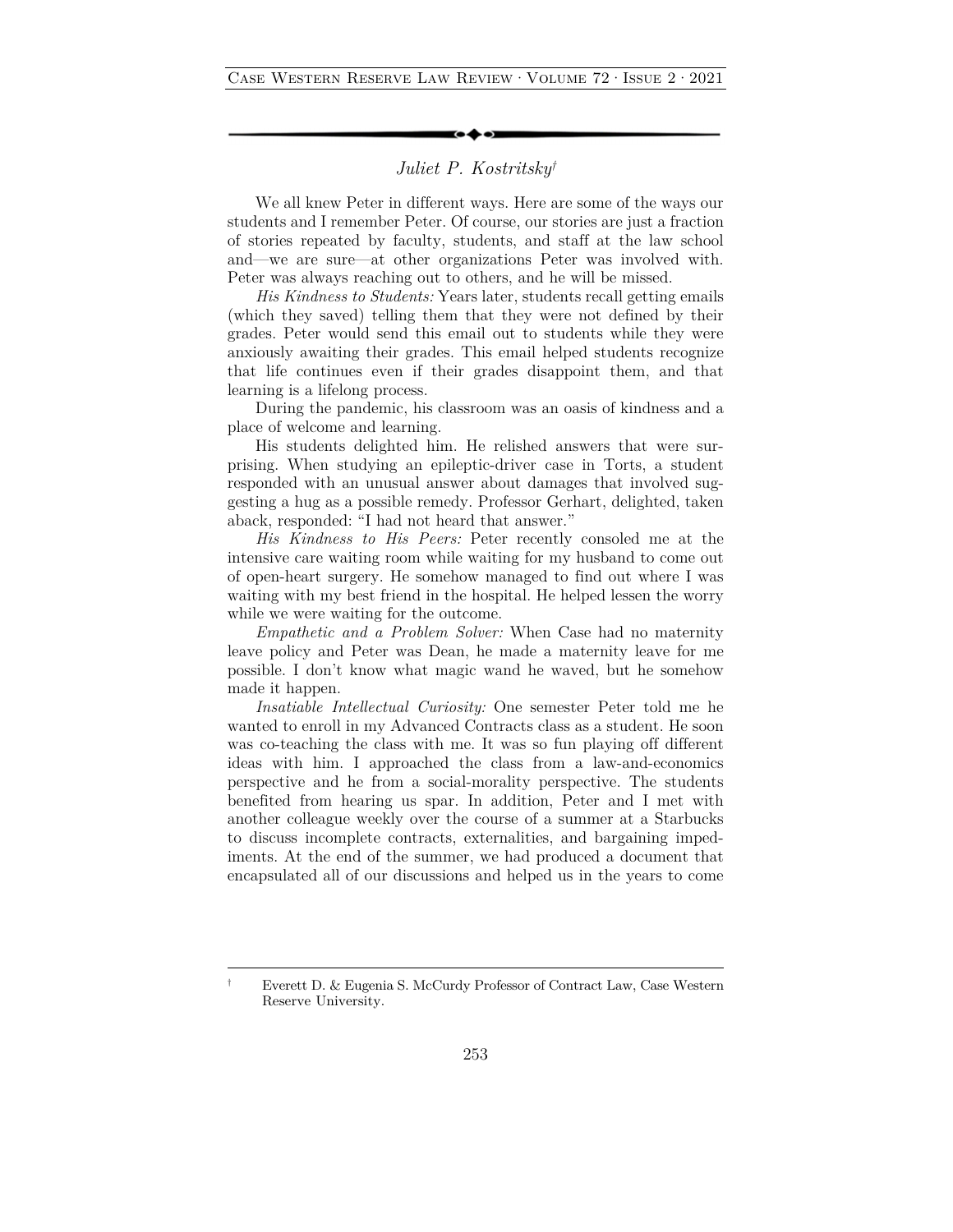## *Juliet P. Kostritsky*[†]

We all knew Peter in different ways. Here are some of the ways our students and I remember Peter. Of course, our stories are just a fraction of stories repeated by faculty, students, and staff at the law school and—we are sure—at other organizations Peter was involved with. Peter was always reaching out to others, and he will be missed.

*His Kindness to Students:* Years later, students recall getting emails (which they saved) telling them that they were not defined by their grades. Peter would send this email out to students while they were anxiously awaiting their grades. This email helped students recognize that life continues even if their grades disappoint them, and that learning is a lifelong process.

During the pandemic, his classroom was an oasis of kindness and a place of welcome and learning.

His students delighted him. He relished answers that were surprising. When studying an epileptic-driver case in Torts, a student responded with an unusual answer about damages that involved suggesting a hug as a possible remedy. Professor Gerhart, delighted, taken aback, responded: "I had not heard that answer."

*His Kindness to His Peers:* Peter recently consoled me at the intensive care waiting room while waiting for my husband to come out of open-heart surgery. He somehow managed to find out where I was waiting with my best friend in the hospital. He helped lessen the worry while we were waiting for the outcome.

*Empathetic and a Problem Solver:* When Case had no maternity leave policy and Peter was Dean, he made a maternity leave for me possible. I don't know what magic wand he waved, but he somehow made it happen.

*Insatiable Intellectual Curiosity:* One semester Peter told me he wanted to enroll in my Advanced Contracts class as a student. He soon was co-teaching the class with me. It was so fun playing off different ideas with him. I approached the class from a law-and-economics perspective and he from a social-morality perspective. The students benefited from hearing us spar. In addition, Peter and I met with another colleague weekly over the course of a summer at a Starbucks to discuss incomplete contracts, externalities, and bargaining impediments. At the end of the summer, we had produced a document that encapsulated all of our discussions and helped us in the years to come

---

[†] Everett D. & Eugenia S. McCurdy Professor of Contract Law, Case Western Reserve University.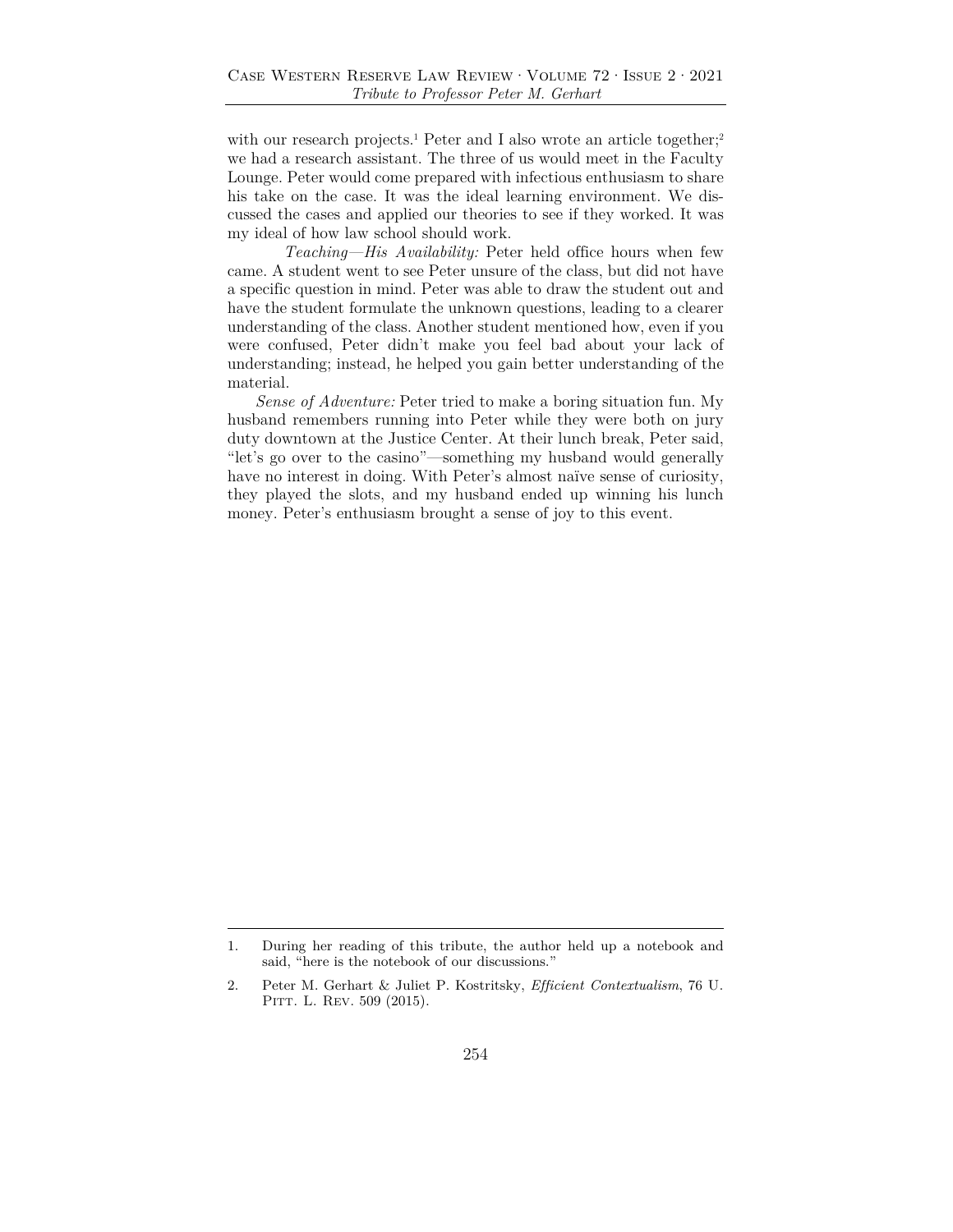with our research projects.[1] Peter and I also wrote an article together;[2] we had a research assistant. The three of us would meet in the Faculty Lounge. Peter would come prepared with infectious enthusiasm to share his take on the case. It was the ideal learning environment. We discussed the cases and applied our theories to see if they worked. It was my ideal of how law school should work.

*Teaching—His Availability:* Peter held office hours when few came. A student went to see Peter unsure of the class, but did not have a specific question in mind. Peter was able to draw the student out and have the student formulate the unknown questions, leading to a clearer understanding of the class. Another student mentioned how, even if you were confused, Peter didn't make you feel bad about your lack of understanding; instead, he helped you gain better understanding of the material.

*Sense of Adventure:* Peter tried to make a boring situation fun. My husband remembers running into Peter while they were both on jury duty downtown at the Justice Center. At their lunch break, Peter said, "let's go over to the casino"—something my husband would generally have no interest in doing. With Peter's almost naïve sense of curiosity, they played the slots, and my husband ended up winning his lunch money. Peter's enthusiasm brought a sense of joy to this event.

---

1. During her reading of this tribute, the author held up a notebook and said, "here is the notebook of our discussions."
2. Peter M. Gerhart & Juliet P. Kostritsky, *Efficient Contextualism*, 76 U. Pitt. L. Rev. 509 (2015).